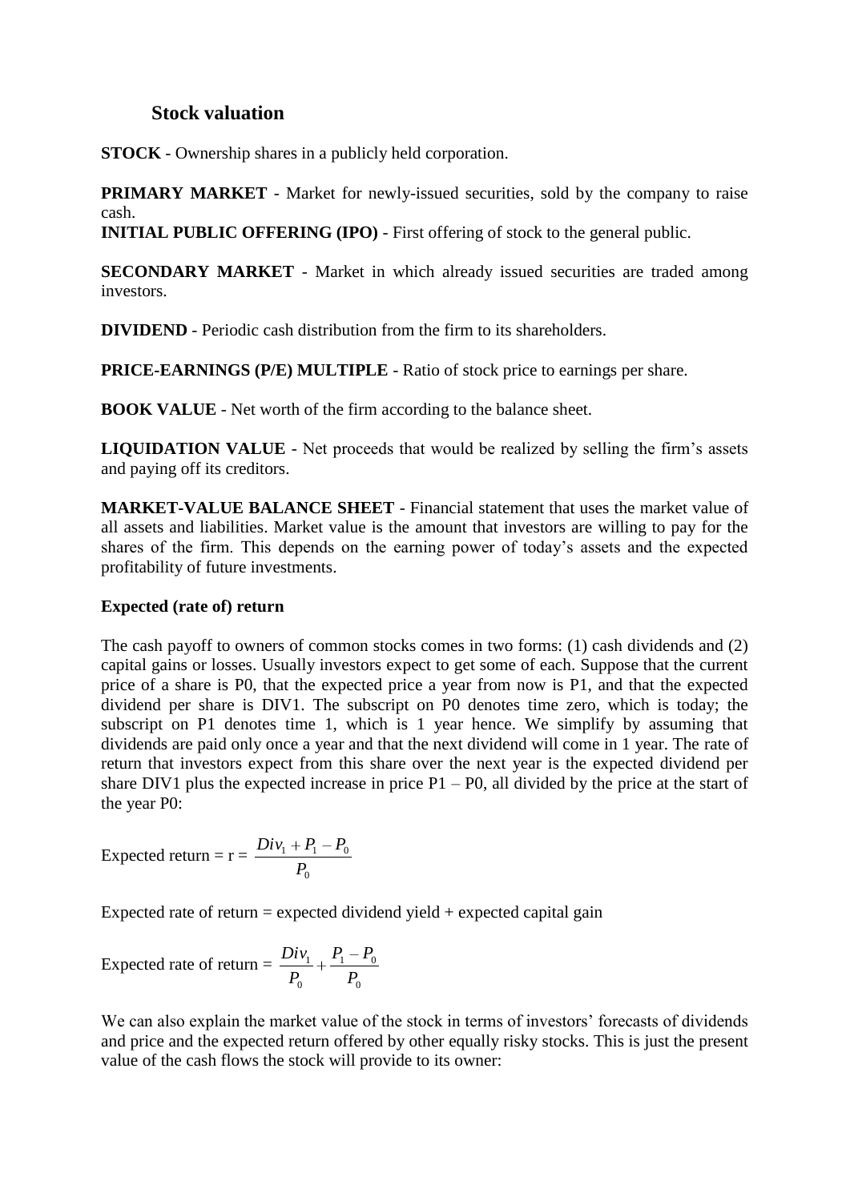## Stock valuation

**STOCK** - Ownership shares in a publicly held corporation.

**PRIMARY MARKET** - Market for newly-issued securities, sold by the company to raise cash.
**INITIAL PUBLIC OFFERING (IPO)** - First offering of stock to the general public.

**SECONDARY MARKET** - Market in which already issued securities are traded among investors.

**DIVIDEND** - Periodic cash distribution from the firm to its shareholders.

**PRICE-EARNINGS (P/E) MULTIPLE** - Ratio of stock price to earnings per share.

**BOOK VALUE** - Net worth of the firm according to the balance sheet.

**LIQUIDATION VALUE** - Net proceeds that would be realized by selling the firm's assets and paying off its creditors.

**MARKET-VALUE BALANCE SHEET** - Financial statement that uses the market value of all assets and liabilities. Market value is the amount that investors are willing to pay for the shares of the firm. This depends on the earning power of today's assets and the expected profitability of future investments.

**Expected (rate of) return**

The cash payoff to owners of common stocks comes in two forms: (1) cash dividends and (2) capital gains or losses. Usually investors expect to get some of each. Suppose that the current price of a share is $P_0$, that the expected price a year from now is $P_1$, and that the expected dividend per share is $DIV_1$. The subscript on $P_0$ denotes time zero, which is today; the subscript on $P_1$ denotes time 1, which is 1 year hence. We simplify by assuming that dividends are paid only once a year and that the next dividend will come in 1 year. The rate of return that investors expect from this share over the next year is the expected dividend per share $DIV_1$ plus the expected increase in price $P_1 - P_0$, all divided by the price at the start of the year $P_0$:

$$\text{Expected return} = r = \frac{Div_1 + P_1 - P_0}{P_0}$$

Expected rate of return = expected dividend yield + expected capital gain

$$\text{Expected rate of return} = \frac{Div_1}{P_0} + \frac{P_1 - P_0}{P_0}$$

We can also explain the market value of the stock in terms of investors' forecasts of dividends and price and the expected return offered by other equally risky stocks. This is just the present value of the cash flows the stock will provide to its owner: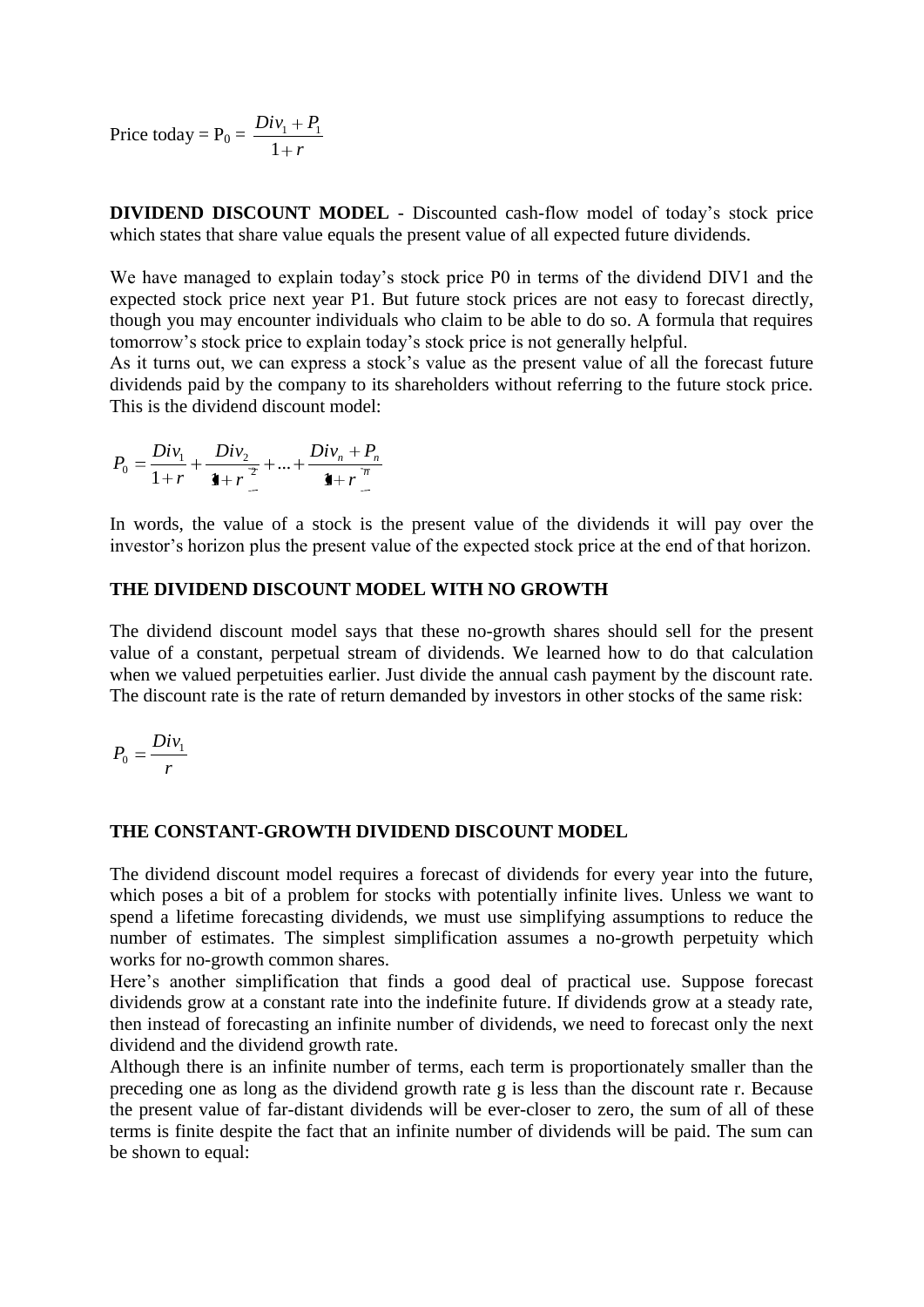Price today = $P_0 = \dfrac{Div_1 + P_1}{1+r}$

**DIVIDEND DISCOUNT MODEL** - Discounted cash-flow model of today's stock price which states that share value equals the present value of all expected future dividends.

We have managed to explain today's stock price P0 in terms of the dividend DIV1 and the expected stock price next year P1. But future stock prices are not easy to forecast directly, though you may encounter individuals who claim to be able to do so. A formula that requires tomorrow's stock price to explain today's stock price is not generally helpful.
As it turns out, we can express a stock's value as the present value of all the forecast future dividends paid by the company to its shareholders without referring to the future stock price. This is the dividend discount model:

$$P_0 = \frac{Div_1}{1+r} + \frac{Div_2}{(1+r)^2} + ... + \frac{Div_n + P_n}{(1+r)^n}$$

In words, the value of a stock is the present value of the dividends it will pay over the investor's horizon plus the present value of the expected stock price at the end of that horizon.

## THE DIVIDEND DISCOUNT MODEL WITH NO GROWTH

The dividend discount model says that these no-growth shares should sell for the present value of a constant, perpetual stream of dividends. We learned how to do that calculation when we valued perpetuities earlier. Just divide the annual cash payment by the discount rate. The discount rate is the rate of return demanded by investors in other stocks of the same risk:

$$P_0 = \frac{Div_1}{r}$$

## THE CONSTANT-GROWTH DIVIDEND DISCOUNT MODEL

The dividend discount model requires a forecast of dividends for every year into the future, which poses a bit of a problem for stocks with potentially infinite lives. Unless we want to spend a lifetime forecasting dividends, we must use simplifying assumptions to reduce the number of estimates. The simplest simplification assumes a no-growth perpetuity which works for no-growth common shares.
Here's another simplification that finds a good deal of practical use. Suppose forecast dividends grow at a constant rate into the indefinite future. If dividends grow at a steady rate, then instead of forecasting an infinite number of dividends, we need to forecast only the next dividend and the dividend growth rate.
Although there is an infinite number of terms, each term is proportionately smaller than the preceding one as long as the dividend growth rate g is less than the discount rate r. Because the present value of far-distant dividends will be ever-closer to zero, the sum of all of these terms is finite despite the fact that an infinite number of dividends will be paid. The sum can be shown to equal: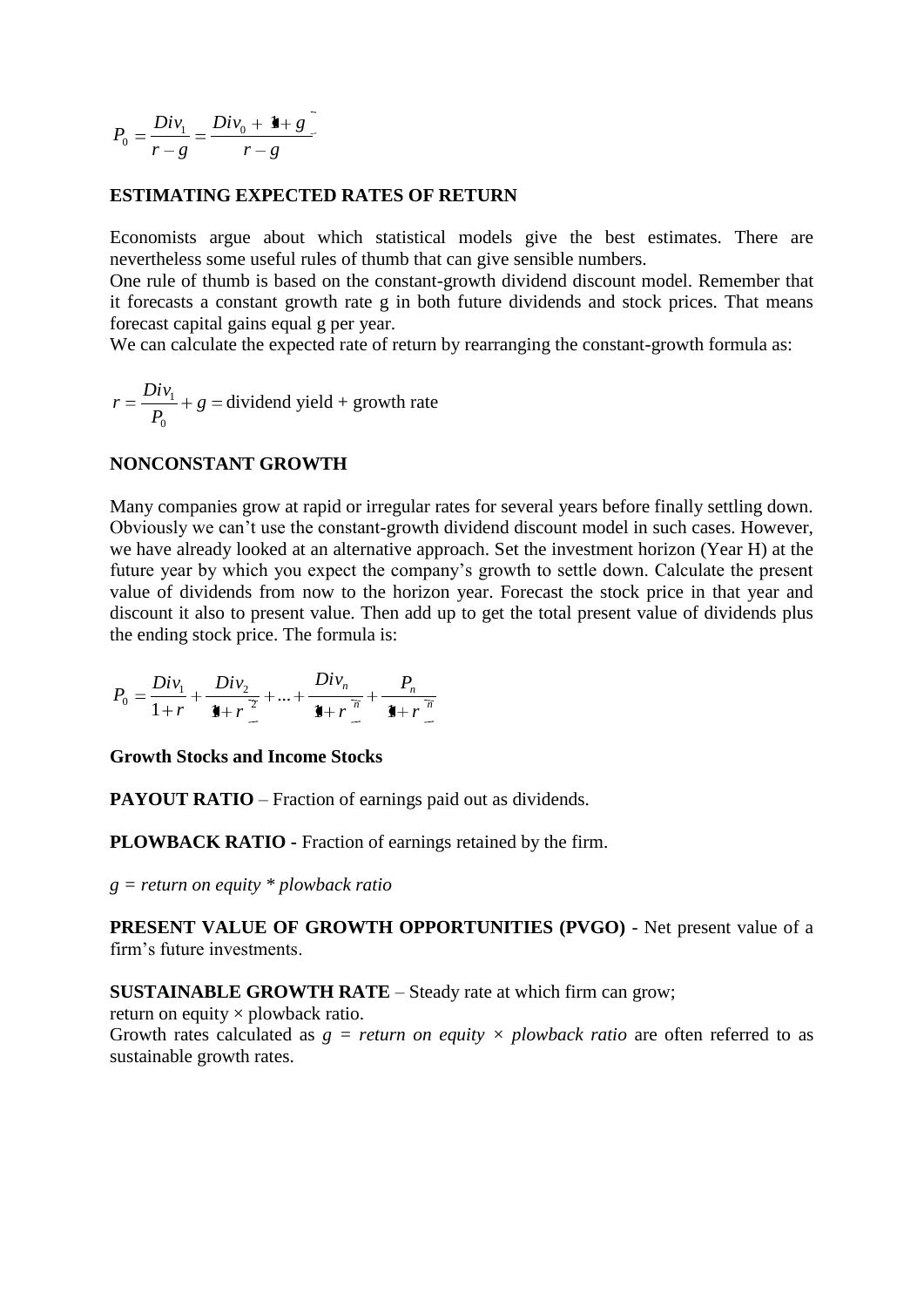$$P_0 = \frac{Div_1}{r-g} = \frac{Div_0 + (1+g)}{r-g}$$

**ESTIMATING EXPECTED RATES OF RETURN**

Economists argue about which statistical models give the best estimates. There are nevertheless some useful rules of thumb that can give sensible numbers.
One rule of thumb is based on the constant-growth dividend discount model. Remember that it forecasts a constant growth rate g in both future dividends and stock prices. That means forecast capital gains equal g per year.
We can calculate the expected rate of return by rearranging the constant-growth formula as:

$$r = \frac{Div_1}{P_0} + g = \text{dividend yield + growth rate}$$

**NONCONSTANT GROWTH**

Many companies grow at rapid or irregular rates for several years before finally settling down. Obviously we can't use the constant-growth dividend discount model in such cases. However, we have already looked at an alternative approach. Set the investment horizon (Year H) at the future year by which you expect the company's growth to settle down. Calculate the present value of dividends from now to the horizon year. Forecast the stock price in that year and discount it also to present value. Then add up to get the total present value of dividends plus the ending stock price. The formula is:

$$P_0 = \frac{Div_1}{1+r} + \frac{Div_2}{(1+r)^2} + ... + \frac{Div_n}{(1+r)^n} + \frac{P_n}{(1+r)^n}$$

**Growth Stocks and Income Stocks**

**PAYOUT RATIO** – Fraction of earnings paid out as dividends.

**PLOWBACK RATIO -** Fraction of earnings retained by the firm.

*g = return on equity \* plowback ratio*

**PRESENT VALUE OF GROWTH OPPORTUNITIES (PVGO)** - Net present value of a firm's future investments.

**SUSTAINABLE GROWTH RATE** – Steady rate at which firm can grow;
return on equity × plowback ratio.
Growth rates calculated as *g = return on equity × plowback ratio* are often referred to as sustainable growth rates.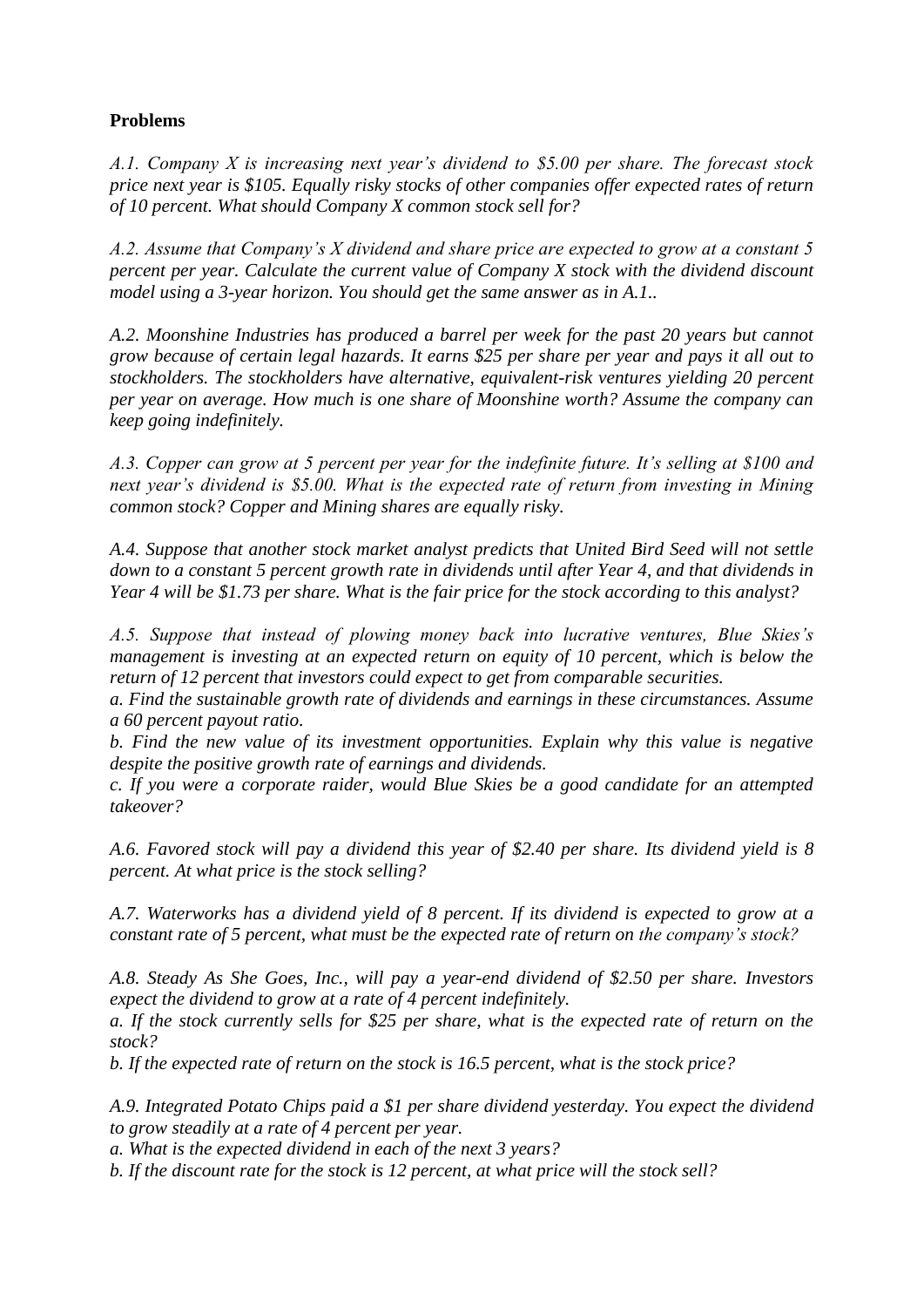**Problems**

*A.1. Company X is increasing next year's dividend to $5.00 per share. The forecast stock price next year is $105. Equally risky stocks of other companies offer expected rates of return of 10 percent. What should Company X common stock sell for?*

*A.2. Assume that Company's X dividend and share price are expected to grow at a constant 5 percent per year. Calculate the current value of Company X stock with the dividend discount model using a 3-year horizon. You should get the same answer as in A.1..*

*A.2. Moonshine Industries has produced a barrel per week for the past 20 years but cannot grow because of certain legal hazards. It earns $25 per share per year and pays it all out to stockholders. The stockholders have alternative, equivalent-risk ventures yielding 20 percent per year on average. How much is one share of Moonshine worth? Assume the company can keep going indefinitely.*

*A.3. Copper can grow at 5 percent per year for the indefinite future. It's selling at $100 and next year's dividend is $5.00. What is the expected rate of return from investing in Mining common stock? Copper and Mining shares are equally risky.*

*A.4. Suppose that another stock market analyst predicts that United Bird Seed will not settle down to a constant 5 percent growth rate in dividends until after Year 4, and that dividends in Year 4 will be $1.73 per share. What is the fair price for the stock according to this analyst?*

*A.5. Suppose that instead of plowing money back into lucrative ventures, Blue Skies's management is investing at an expected return on equity of 10 percent, which is below the return of 12 percent that investors could expect to get from comparable securities.*

*a. Find the sustainable growth rate of dividends and earnings in these circumstances. Assume a 60 percent payout ratio.*

*b. Find the new value of its investment opportunities. Explain why this value is negative despite the positive growth rate of earnings and dividends.*

*c. If you were a corporate raider, would Blue Skies be a good candidate for an attempted takeover?*

*A.6. Favored stock will pay a dividend this year of $2.40 per share. Its dividend yield is 8 percent. At what price is the stock selling?*

*A.7. Waterworks has a dividend yield of 8 percent. If its dividend is expected to grow at a constant rate of 5 percent, what must be the expected rate of return on the company's stock?*

*A.8. Steady As She Goes, Inc., will pay a year-end dividend of $2.50 per share. Investors expect the dividend to grow at a rate of 4 percent indefinitely.*

*a. If the stock currently sells for $25 per share, what is the expected rate of return on the stock?*

*b. If the expected rate of return on the stock is 16.5 percent, what is the stock price?*

*A.9. Integrated Potato Chips paid a $1 per share dividend yesterday. You expect the dividend to grow steadily at a rate of 4 percent per year.*

*a. What is the expected dividend in each of the next 3 years?*

*b. If the discount rate for the stock is 12 percent, at what price will the stock sell?*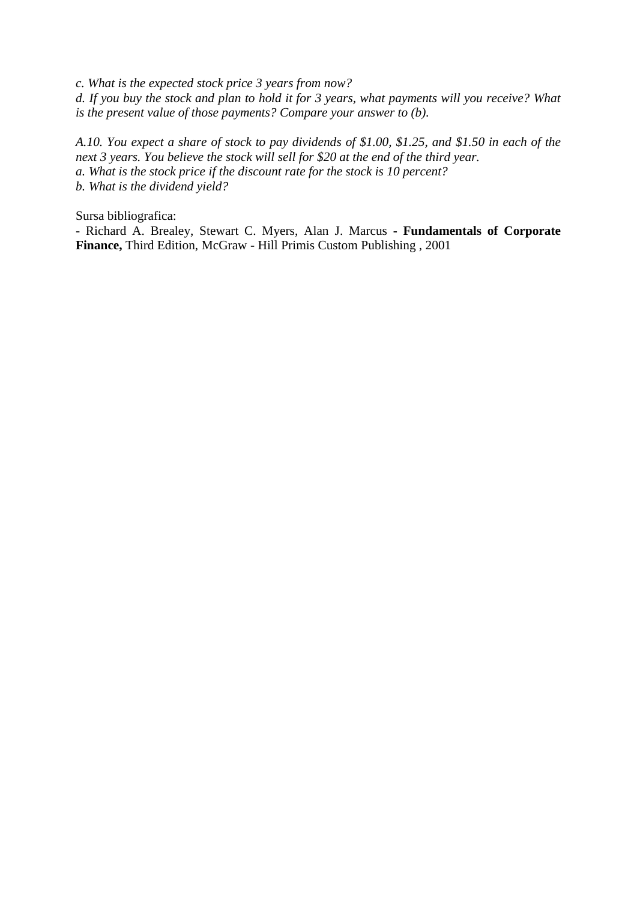*c. What is the expected stock price 3 years from now?*
*d. If you buy the stock and plan to hold it for 3 years, what payments will you receive? What is the present value of those payments? Compare your answer to (b).*

*A.10. You expect a share of stock to pay dividends of $1.00, $1.25, and $1.50 in each of the next 3 years. You believe the stock will sell for $20 at the end of the third year.*
*a. What is the stock price if the discount rate for the stock is 10 percent?*
*b. What is the dividend yield?*

Sursa bibliografica:
- Richard A. Brealey, Stewart C. Myers, Alan J. Marcus - **Fundamentals of Corporate Finance,** Third Edition, McGraw - Hill Primis Custom Publishing , 2001